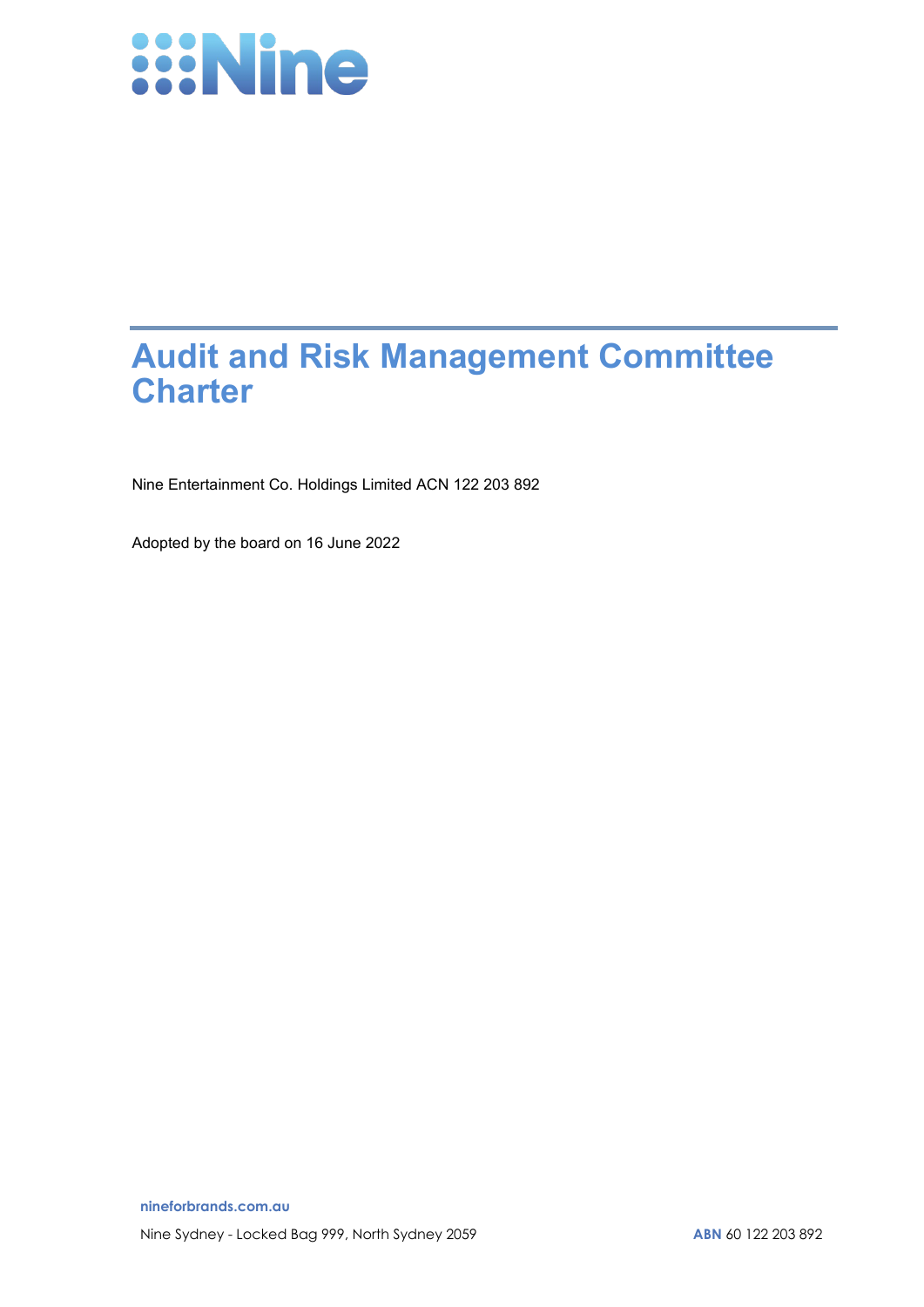# Audit and Risk Management Committee Charter

Nine Entertainment Co. Holdings Limited ACN 122 203 892

Adopted by the board on 16 June 2022

nineforbrands.com.au

Nine Sydney - Locked Bag 999, North Sydney 2059

**ABN** 60 122 203 892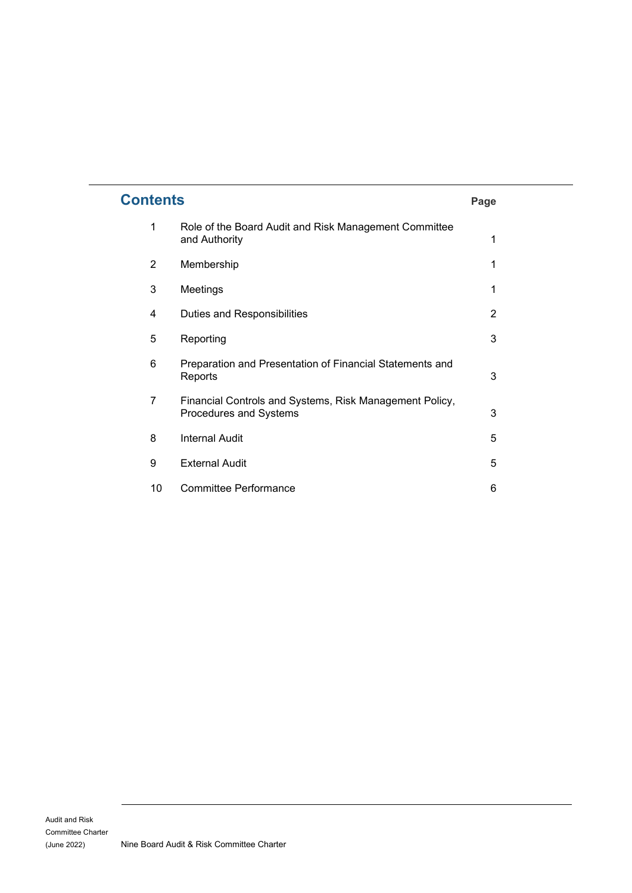## Contents

| | | Page |
|---|---|---|
| 1 | Role of the Board Audit and Risk Management Committee and Authority | 1 |
| 2 | Membership | 1 |
| 3 | Meetings | 1 |
| 4 | Duties and Responsibilities | 2 |
| 5 | Reporting | 3 |
| 6 | Preparation and Presentation of Financial Statements and Reports | 3 |
| 7 | Financial Controls and Systems, Risk Management Policy, Procedures and Systems | 3 |
| 8 | Internal Audit | 5 |
| 9 | External Audit | 5 |
| 10 | Committee Performance | 6 |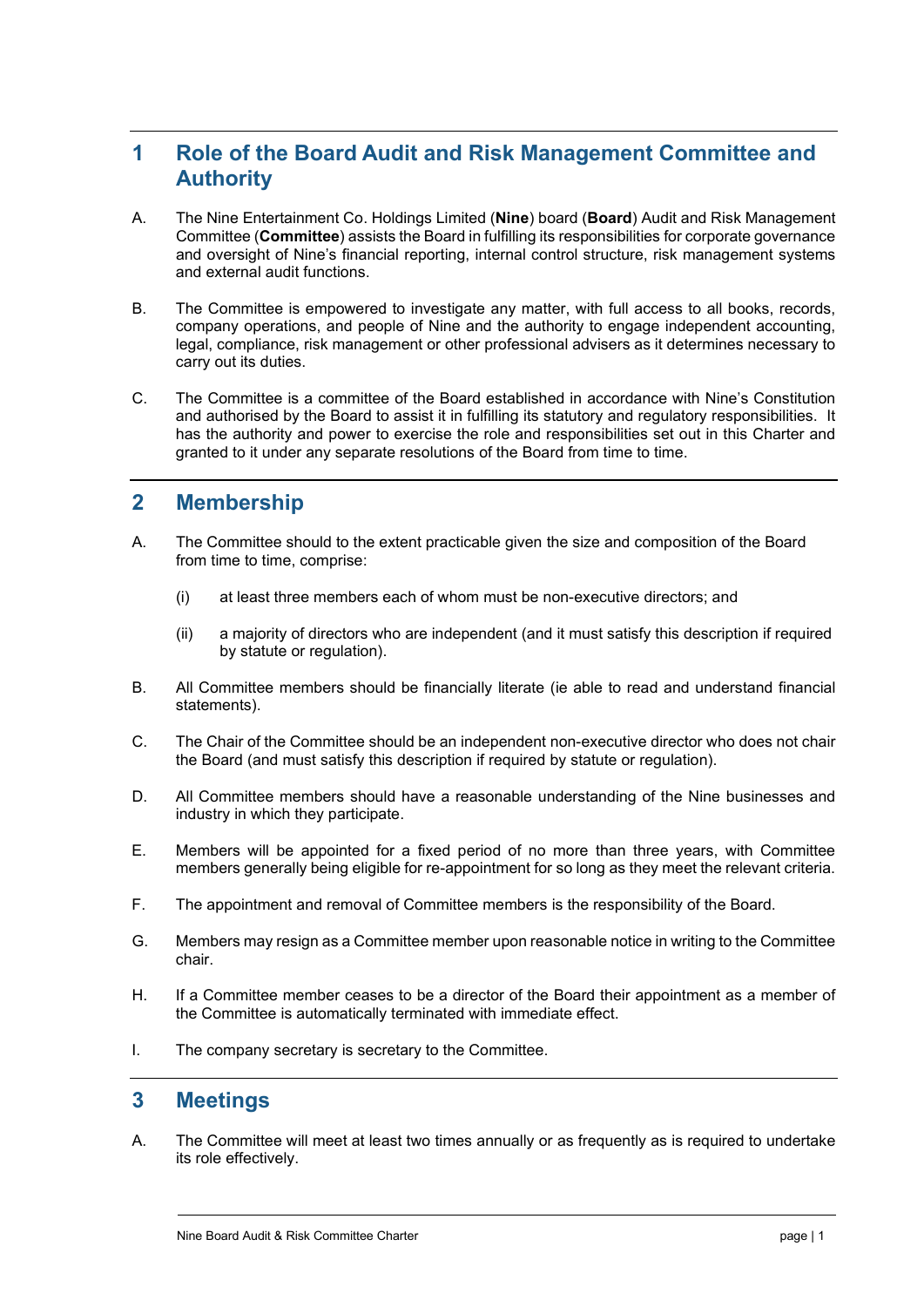## 1 Role of the Board Audit and Risk Management Committee and Authority

A. The Nine Entertainment Co. Holdings Limited (**Nine**) board (**Board**) Audit and Risk Management Committee (**Committee**) assists the Board in fulfilling its responsibilities for corporate governance and oversight of Nine's financial reporting, internal control structure, risk management systems and external audit functions.

B. The Committee is empowered to investigate any matter, with full access to all books, records, company operations, and people of Nine and the authority to engage independent accounting, legal, compliance, risk management or other professional advisers as it determines necessary to carry out its duties.

C. The Committee is a committee of the Board established in accordance with Nine's Constitution and authorised by the Board to assist it in fulfilling its statutory and regulatory responsibilities. It has the authority and power to exercise the role and responsibilities set out in this Charter and granted to it under any separate resolutions of the Board from time to time.

## 2 Membership

A. The Committee should to the extent practicable given the size and composition of the Board from time to time, comprise:

(i) at least three members each of whom must be non-executive directors; and

(ii) a majority of directors who are independent (and it must satisfy this description if required by statute or regulation).

B. All Committee members should be financially literate (ie able to read and understand financial statements).

C. The Chair of the Committee should be an independent non-executive director who does not chair the Board (and must satisfy this description if required by statute or regulation).

D. All Committee members should have a reasonable understanding of the Nine businesses and industry in which they participate.

E. Members will be appointed for a fixed period of no more than three years, with Committee members generally being eligible for re-appointment for so long as they meet the relevant criteria.

F. The appointment and removal of Committee members is the responsibility of the Board.

G. Members may resign as a Committee member upon reasonable notice in writing to the Committee chair.

H. If a Committee member ceases to be a director of the Board their appointment as a member of the Committee is automatically terminated with immediate effect.

I. The company secretary is secretary to the Committee.

## 3 Meetings

A. The Committee will meet at least two times annually or as frequently as is required to undertake its role effectively.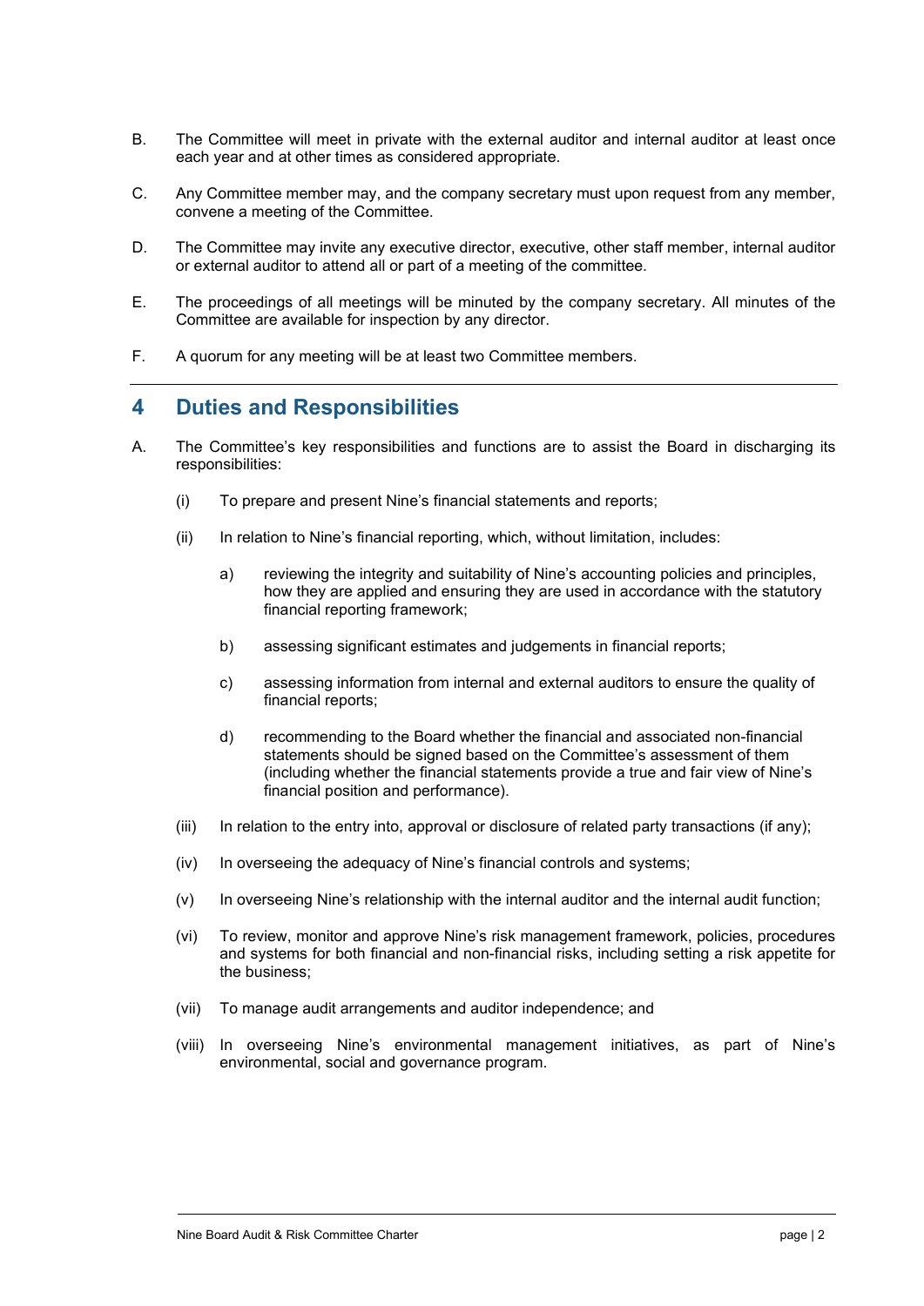B. The Committee will meet in private with the external auditor and internal auditor at least once each year and at other times as considered appropriate.

C. Any Committee member may, and the company secretary must upon request from any member, convene a meeting of the Committee.

D. The Committee may invite any executive director, executive, other staff member, internal auditor or external auditor to attend all or part of a meeting of the committee.

E. The proceedings of all meetings will be minuted by the company secretary. All minutes of the Committee are available for inspection by any director.

F. A quorum for any meeting will be at least two Committee members.

## 4 Duties and Responsibilities

A. The Committee's key responsibilities and functions are to assist the Board in discharging its responsibilities:

(i) To prepare and present Nine's financial statements and reports;

(ii) In relation to Nine's financial reporting, which, without limitation, includes:

a) reviewing the integrity and suitability of Nine's accounting policies and principles, how they are applied and ensuring they are used in accordance with the statutory financial reporting framework;

b) assessing significant estimates and judgements in financial reports;

c) assessing information from internal and external auditors to ensure the quality of financial reports;

d) recommending to the Board whether the financial and associated non-financial statements should be signed based on the Committee's assessment of them (including whether the financial statements provide a true and fair view of Nine's financial position and performance).

(iii) In relation to the entry into, approval or disclosure of related party transactions (if any);

(iv) In overseeing the adequacy of Nine's financial controls and systems;

(v) In overseeing Nine's relationship with the internal auditor and the internal audit function;

(vi) To review, monitor and approve Nine's risk management framework, policies, procedures and systems for both financial and non-financial risks, including setting a risk appetite for the business;

(vii) To manage audit arrangements and auditor independence; and

(viii) In overseeing Nine's environmental management initiatives, as part of Nine's environmental, social and governance program.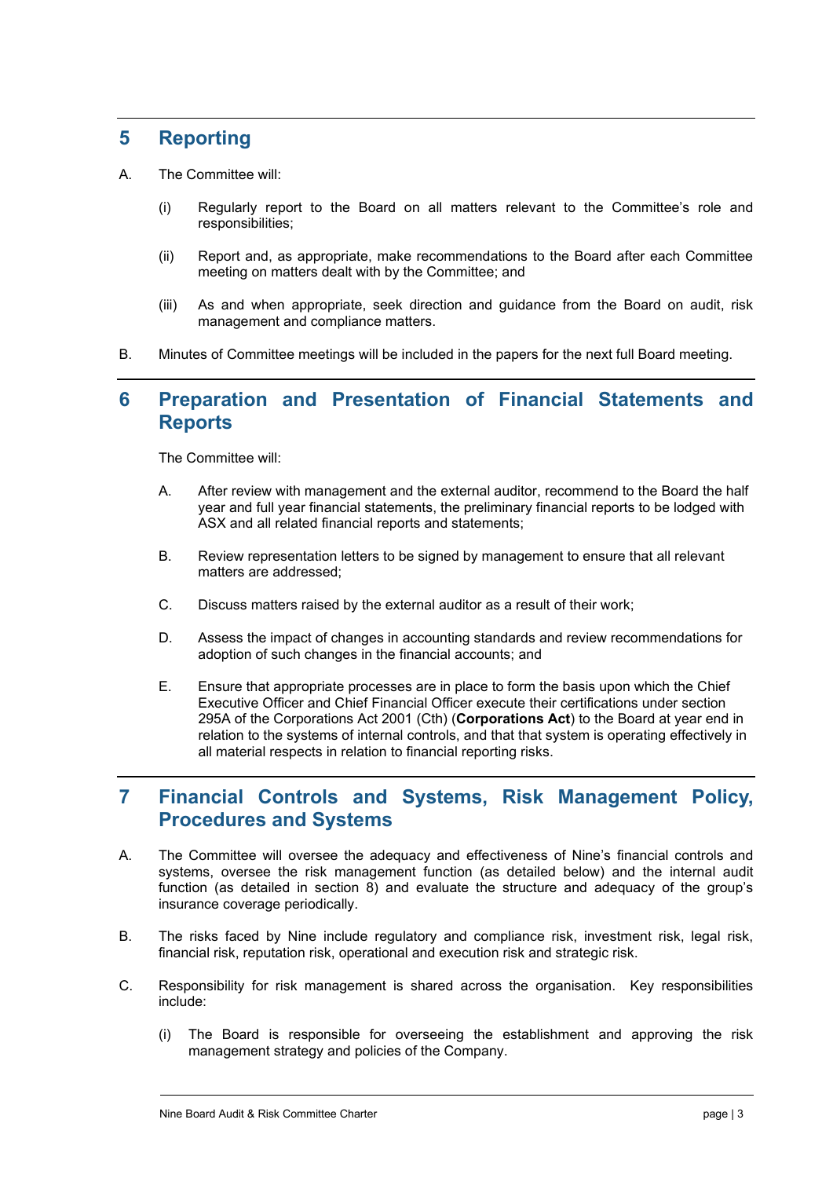## 5 Reporting

A. The Committee will:

   (i) Regularly report to the Board on all matters relevant to the Committee's role and responsibilities;

   (ii) Report and, as appropriate, make recommendations to the Board after each Committee meeting on matters dealt with by the Committee; and

   (iii) As and when appropriate, seek direction and guidance from the Board on audit, risk management and compliance matters.

B. Minutes of Committee meetings will be included in the papers for the next full Board meeting.

## 6 Preparation and Presentation of Financial Statements and Reports

The Committee will:

A. After review with management and the external auditor, recommend to the Board the half year and full year financial statements, the preliminary financial reports to be lodged with ASX and all related financial reports and statements;

B. Review representation letters to be signed by management to ensure that all relevant matters are addressed;

C. Discuss matters raised by the external auditor as a result of their work;

D. Assess the impact of changes in accounting standards and review recommendations for adoption of such changes in the financial accounts; and

E. Ensure that appropriate processes are in place to form the basis upon which the Chief Executive Officer and Chief Financial Officer execute their certifications under section 295A of the Corporations Act 2001 (Cth) (**Corporations Act**) to the Board at year end in relation to the systems of internal controls, and that that system is operating effectively in all material respects in relation to financial reporting risks.

## 7 Financial Controls and Systems, Risk Management Policy, Procedures and Systems

A. The Committee will oversee the adequacy and effectiveness of Nine's financial controls and systems, oversee the risk management function (as detailed below) and the internal audit function (as detailed in section 8) and evaluate the structure and adequacy of the group's insurance coverage periodically.

B. The risks faced by Nine include regulatory and compliance risk, investment risk, legal risk, financial risk, reputation risk, operational and execution risk and strategic risk.

C. Responsibility for risk management is shared across the organisation. Key responsibilities include:

   (i) The Board is responsible for overseeing the establishment and approving the risk management strategy and policies of the Company.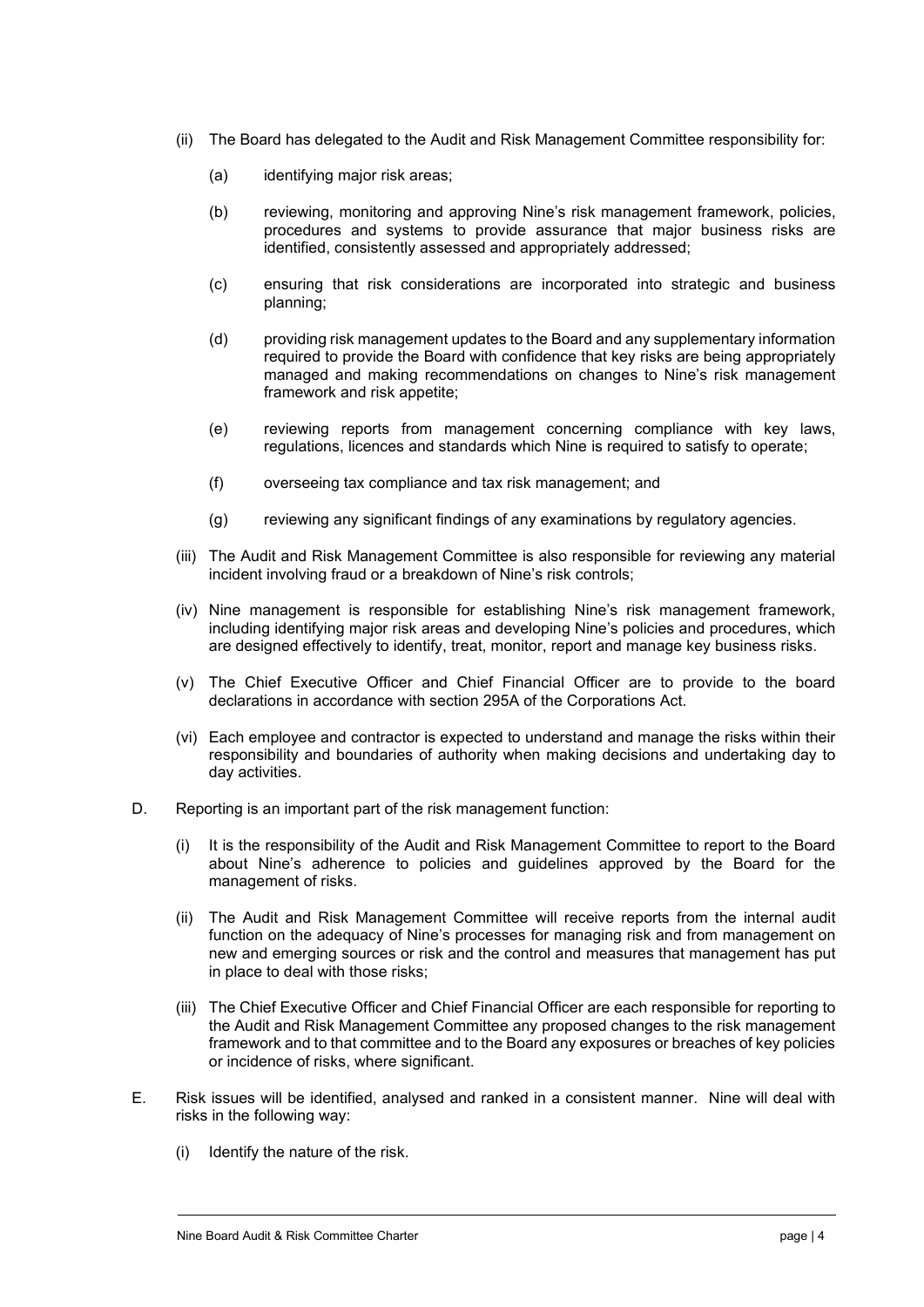(ii) The Board has delegated to the Audit and Risk Management Committee responsibility for:

   (a) identifying major risk areas;

   (b) reviewing, monitoring and approving Nine's risk management framework, policies, procedures and systems to provide assurance that major business risks are identified, consistently assessed and appropriately addressed;

   (c) ensuring that risk considerations are incorporated into strategic and business planning;

   (d) providing risk management updates to the Board and any supplementary information required to provide the Board with confidence that key risks are being appropriately managed and making recommendations on changes to Nine's risk management framework and risk appetite;

   (e) reviewing reports from management concerning compliance with key laws, regulations, licences and standards which Nine is required to satisfy to operate;

   (f) overseeing tax compliance and tax risk management; and

   (g) reviewing any significant findings of any examinations by regulatory agencies.

(iii) The Audit and Risk Management Committee is also responsible for reviewing any material incident involving fraud or a breakdown of Nine's risk controls;

(iv) Nine management is responsible for establishing Nine's risk management framework, including identifying major risk areas and developing Nine's policies and procedures, which are designed effectively to identify, treat, monitor, report and manage key business risks.

(v) The Chief Executive Officer and Chief Financial Officer are to provide to the board declarations in accordance with section 295A of the Corporations Act.

(vi) Each employee and contractor is expected to understand and manage the risks within their responsibility and boundaries of authority when making decisions and undertaking day to day activities.

D. Reporting is an important part of the risk management function:

   (i) It is the responsibility of the Audit and Risk Management Committee to report to the Board about Nine's adherence to policies and guidelines approved by the Board for the management of risks.

   (ii) The Audit and Risk Management Committee will receive reports from the internal audit function on the adequacy of Nine's processes for managing risk and from management on new and emerging sources or risk and the control and measures that management has put in place to deal with those risks;

   (iii) The Chief Executive Officer and Chief Financial Officer are each responsible for reporting to the Audit and Risk Management Committee any proposed changes to the risk management framework and to that committee and to the Board any exposures or breaches of key policies or incidence of risks, where significant.

E. Risk issues will be identified, analysed and ranked in a consistent manner. Nine will deal with risks in the following way:

   (i) Identify the nature of the risk.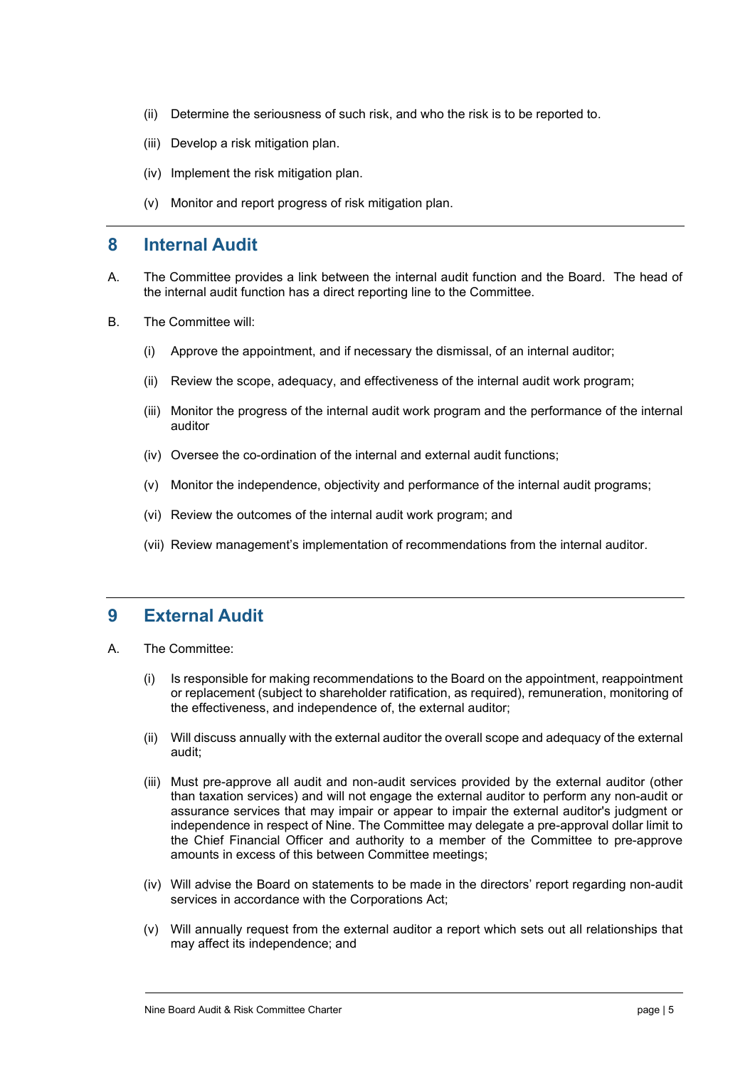(ii) Determine the seriousness of such risk, and who the risk is to be reported to.

(iii) Develop a risk mitigation plan.

(iv) Implement the risk mitigation plan.

(v) Monitor and report progress of risk mitigation plan.

## 8 Internal Audit

A. The Committee provides a link between the internal audit function and the Board. The head of the internal audit function has a direct reporting line to the Committee.

B. The Committee will:

(i) Approve the appointment, and if necessary the dismissal, of an internal auditor;

(ii) Review the scope, adequacy, and effectiveness of the internal audit work program;

(iii) Monitor the progress of the internal audit work program and the performance of the internal auditor

(iv) Oversee the co-ordination of the internal and external audit functions;

(v) Monitor the independence, objectivity and performance of the internal audit programs;

(vi) Review the outcomes of the internal audit work program; and

(vii) Review management's implementation of recommendations from the internal auditor.

## 9 External Audit

A. The Committee:

(i) Is responsible for making recommendations to the Board on the appointment, reappointment or replacement (subject to shareholder ratification, as required), remuneration, monitoring of the effectiveness, and independence of, the external auditor;

(ii) Will discuss annually with the external auditor the overall scope and adequacy of the external audit;

(iii) Must pre-approve all audit and non-audit services provided by the external auditor (other than taxation services) and will not engage the external auditor to perform any non-audit or assurance services that may impair or appear to impair the external auditor's judgment or independence in respect of Nine. The Committee may delegate a pre-approval dollar limit to the Chief Financial Officer and authority to a member of the Committee to pre-approve amounts in excess of this between Committee meetings;

(iv) Will advise the Board on statements to be made in the directors' report regarding non-audit services in accordance with the Corporations Act;

(v) Will annually request from the external auditor a report which sets out all relationships that may affect its independence; and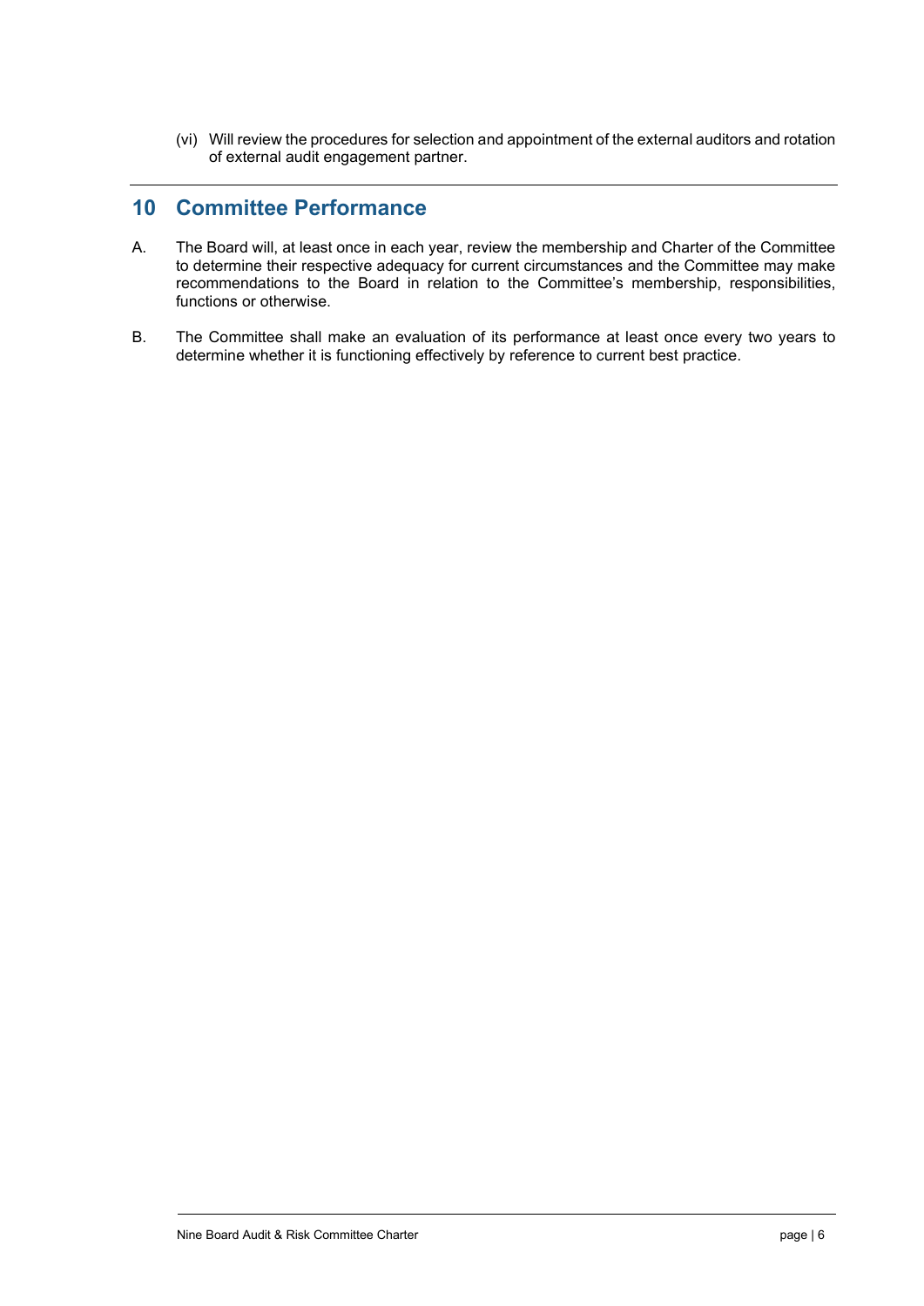(vi) Will review the procedures for selection and appointment of the external auditors and rotation of external audit engagement partner.

## 10 Committee Performance

A. The Board will, at least once in each year, review the membership and Charter of the Committee to determine their respective adequacy for current circumstances and the Committee may make recommendations to the Board in relation to the Committee's membership, responsibilities, functions or otherwise.

B. The Committee shall make an evaluation of its performance at least once every two years to determine whether it is functioning effectively by reference to current best practice.